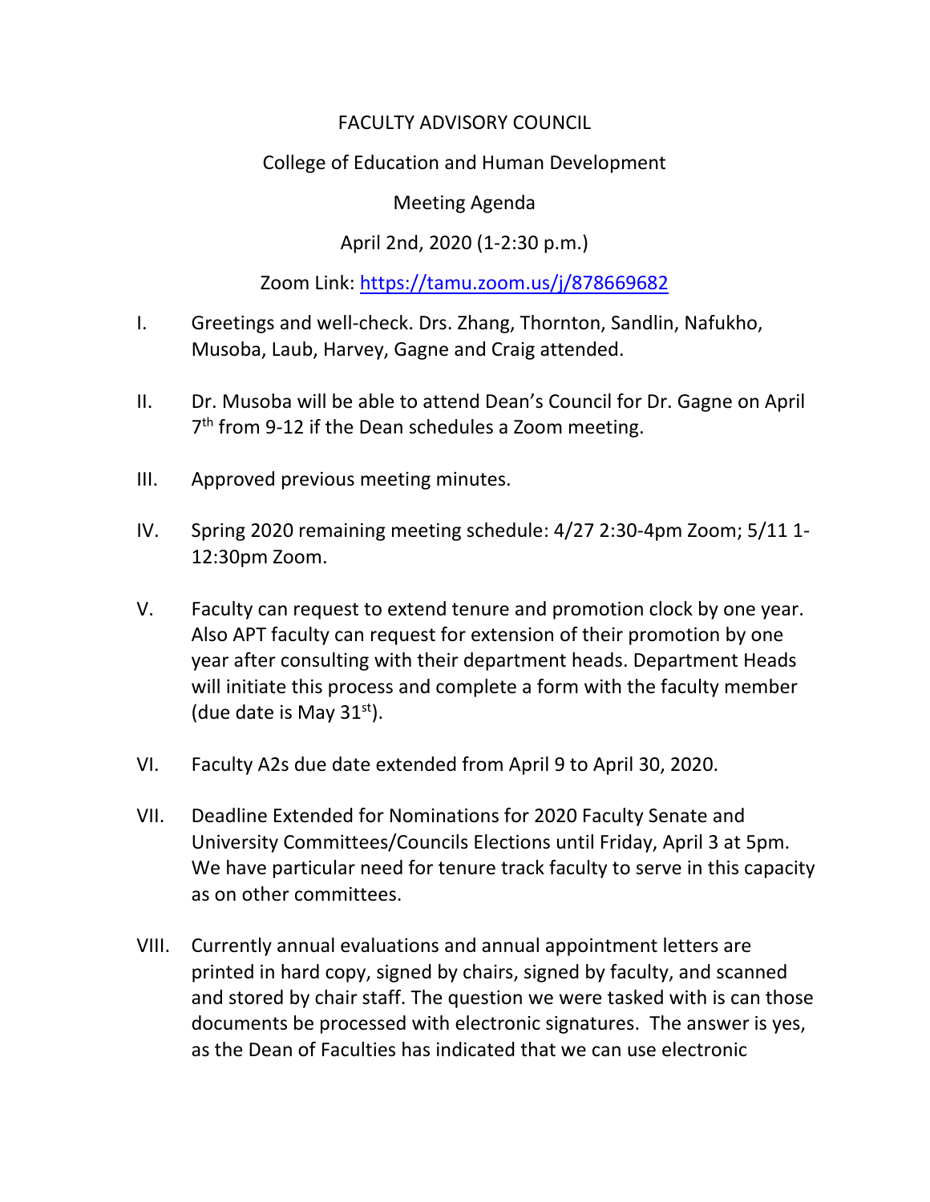FACULTY ADVISORY COUNCIL

College of Education and Human Development

Meeting Agenda

April 2nd, 2020 (1-2:30 p.m.)

Zoom Link: [https://tamu.zoom.us/j/878669682](https://tamu.zoom.us/j/878669682)

I. Greetings and well-check. Drs. Zhang, Thornton, Sandlin, Nafukho, Musoba, Laub, Harvey, Gagne and Craig attended.

II. Dr. Musoba will be able to attend Dean's Council for Dr. Gagne on April 7th from 9-12 if the Dean schedules a Zoom meeting.

III. Approved previous meeting minutes.

IV. Spring 2020 remaining meeting schedule: 4/27 2:30-4pm Zoom; 5/11 1-12:30pm Zoom.

V. Faculty can request to extend tenure and promotion clock by one year. Also APT faculty can request for extension of their promotion by one year after consulting with their department heads. Department Heads will initiate this process and complete a form with the faculty member (due date is May 31st).

VI. Faculty A2s due date extended from April 9 to April 30, 2020.

VII. Deadline Extended for Nominations for 2020 Faculty Senate and University Committees/Councils Elections until Friday, April 3 at 5pm. We have particular need for tenure track faculty to serve in this capacity as on other committees.

VIII. Currently annual evaluations and annual appointment letters are printed in hard copy, signed by chairs, signed by faculty, and scanned and stored by chair staff. The question we were tasked with is can those documents be processed with electronic signatures. The answer is yes, as the Dean of Faculties has indicated that we can use electronic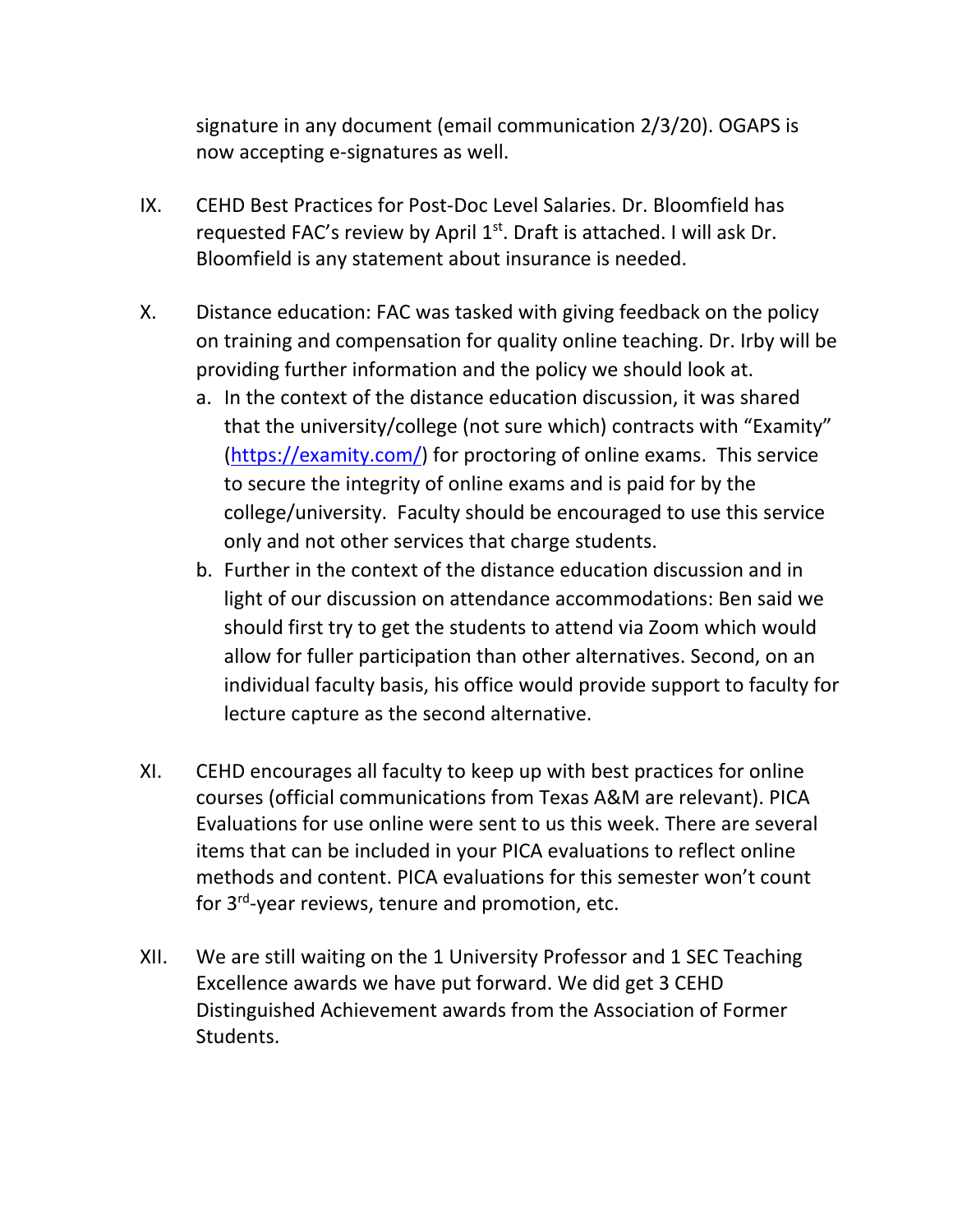signature in any document (email communication 2/3/20). OGAPS is now accepting e-signatures as well.

IX. CEHD Best Practices for Post-Doc Level Salaries. Dr. Bloomfield has requested FAC's review by April 1st. Draft is attached. I will ask Dr. Bloomfield is any statement about insurance is needed.

X. Distance education: FAC was tasked with giving feedback on the policy on training and compensation for quality online teaching. Dr. Irby will be providing further information and the policy we should look at.
   a. In the context of the distance education discussion, it was shared that the university/college (not sure which) contracts with "Examity" (https://examity.com/) for proctoring of online exams. This service to secure the integrity of online exams and is paid for by the college/university. Faculty should be encouraged to use this service only and not other services that charge students.
   b. Further in the context of the distance education discussion and in light of our discussion on attendance accommodations: Ben said we should first try to get the students to attend via Zoom which would allow for fuller participation than other alternatives. Second, on an individual faculty basis, his office would provide support to faculty for lecture capture as the second alternative.

XI. CEHD encourages all faculty to keep up with best practices for online courses (official communications from Texas A&M are relevant). PICA Evaluations for use online were sent to us this week. There are several items that can be included in your PICA evaluations to reflect online methods and content. PICA evaluations for this semester won't count for 3rd-year reviews, tenure and promotion, etc.

XII. We are still waiting on the 1 University Professor and 1 SEC Teaching Excellence awards we have put forward. We did get 3 CEHD Distinguished Achievement awards from the Association of Former Students.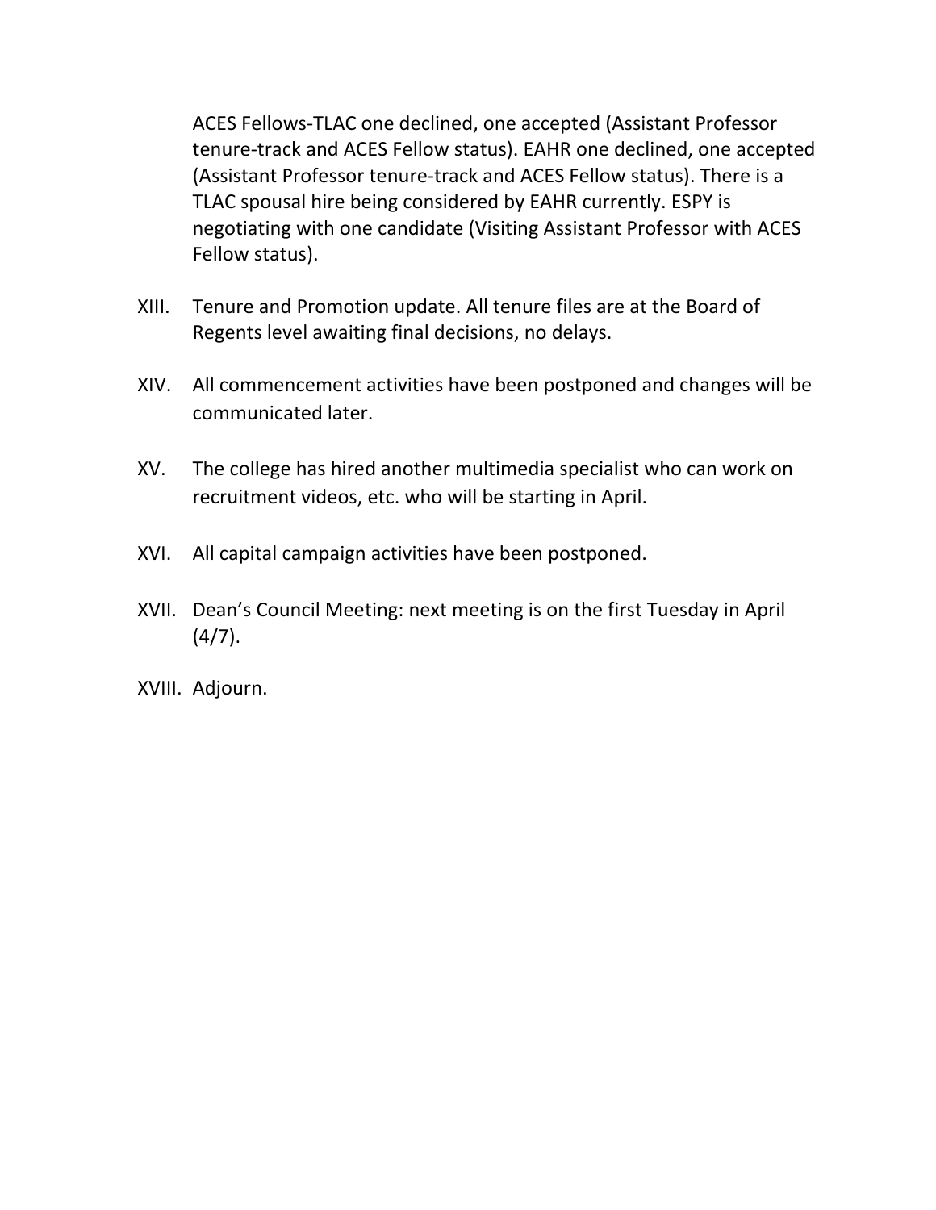ACES Fellows-TLAC one declined, one accepted (Assistant Professor tenure-track and ACES Fellow status). EAHR one declined, one accepted (Assistant Professor tenure-track and ACES Fellow status). There is a TLAC spousal hire being considered by EAHR currently. ESPY is negotiating with one candidate (Visiting Assistant Professor with ACES Fellow status).

XIII. Tenure and Promotion update. All tenure files are at the Board of Regents level awaiting final decisions, no delays.

XIV. All commencement activities have been postponed and changes will be communicated later.

XV. The college has hired another multimedia specialist who can work on recruitment videos, etc. who will be starting in April.

XVI. All capital campaign activities have been postponed.

XVII. Dean's Council Meeting: next meeting is on the first Tuesday in April (4/7).

XVIII. Adjourn.